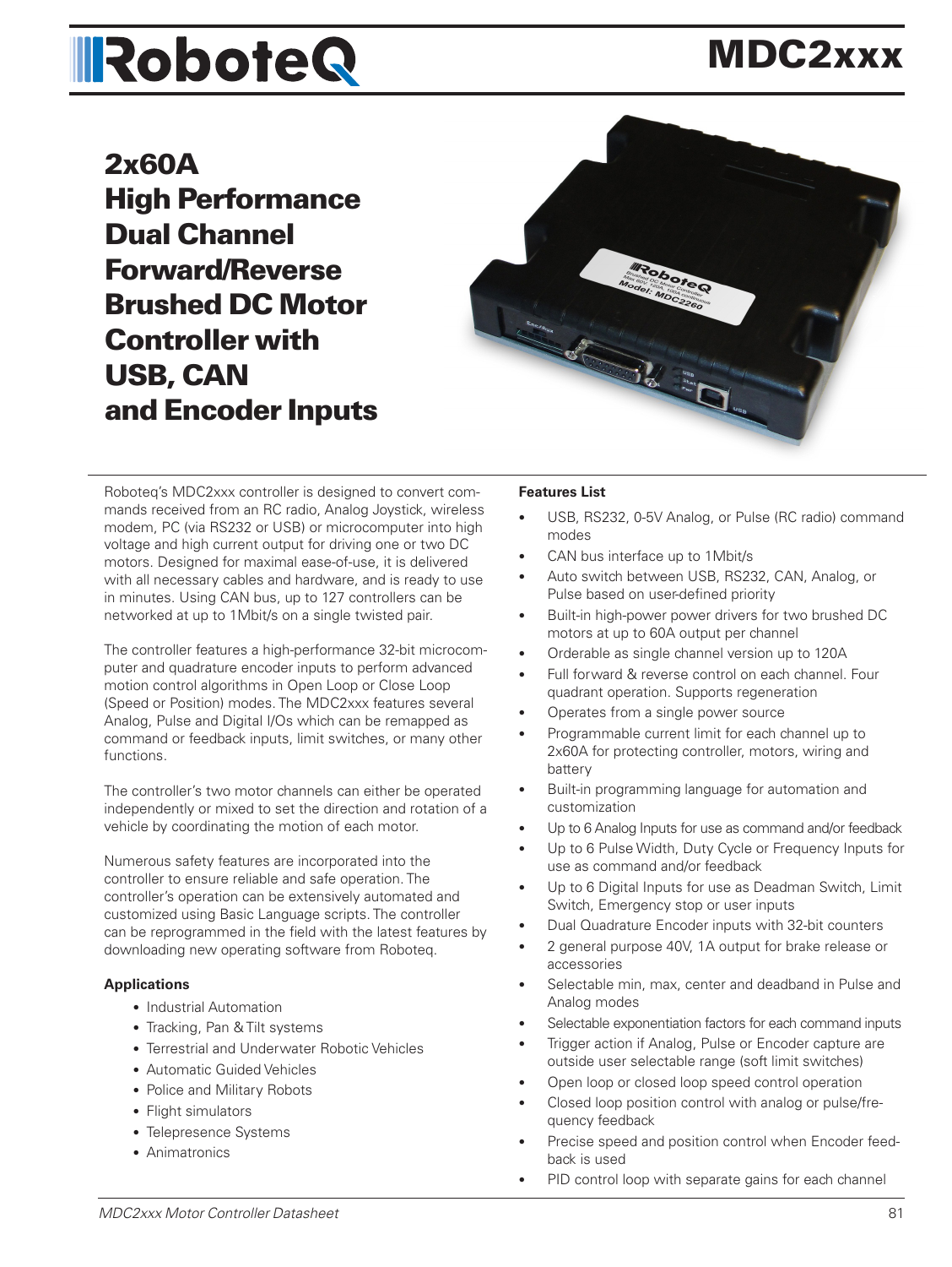# RoboteQ MDC2xxx

## 2x60A High Performance Dual Channel Forward/Reverse Brushed DC Motor Controller with USB, CAN and Encoder Inputs

Roboteq's MDC2xxx controller is designed to convert commands received from an RC radio, Analog Joystick, wireless modem, PC (via RS232 or USB) or microcomputer into high voltage and high current output for driving one or two DC motors. Designed for maximal ease-of-use, it is delivered with all necessary cables and hardware, and is ready to use in minutes. Using CAN bus, up to 127 controllers can be networked at up to 1Mbit/s on a single twisted pair.

The controller features a high-performance 32-bit microcomputer and quadrature encoder inputs to perform advanced motion control algorithms in Open Loop or Close Loop (Speed or Position) modes. The MDC2xxx features several Analog, Pulse and Digital I/Os which can be remapped as command or feedback inputs, limit switches, or many other functions.

The controller's two motor channels can either be operated independently or mixed to set the direction and rotation of a vehicle by coordinating the motion of each motor.

Numerous safety features are incorporated into the controller to ensure reliable and safe operation. The controller's operation can be extensively automated and customized using Basic Language scripts. The controller can be reprogrammed in the field with the latest features by downloading new operating software from Roboteq.

**Applications**

- Industrial Automation
- Tracking, Pan & Tilt systems
- Terrestrial and Underwater Robotic Vehicles
- Automatic Guided Vehicles
- Police and Military Robots
- Flight simulators
- Telepresence Systems
- Animatronics

**Features List**

- USB, RS232, 0-5V Analog, or Pulse (RC radio) command modes
- CAN bus interface up to 1Mbit/s
- Auto switch between USB, RS232, CAN, Analog, or Pulse based on user-defined priority
- Built-in high-power power drivers for two brushed DC motors at up to 60A output per channel
- Orderable as single channel version up to 120A
- Full forward & reverse control on each channel. Four quadrant operation. Supports regeneration
- Operates from a single power source
- Programmable current limit for each channel up to 2x60A for protecting controller, motors, wiring and battery
- Built-in programming language for automation and customization
- Up to 6 Analog Inputs for use as command and/or feedback
- Up to 6 Pulse Width, Duty Cycle or Frequency Inputs for use as command and/or feedback
- Up to 6 Digital Inputs for use as Deadman Switch, Limit Switch, Emergency stop or user inputs
- Dual Quadrature Encoder inputs with 32-bit counters
- 2 general purpose 40V, 1A output for brake release or accessories
- Selectable min, max, center and deadband in Pulse and Analog modes
- Selectable exponentiation factors for each command inputs
- Trigger action if Analog, Pulse or Encoder capture are outside user selectable range (soft limit switches)
- Open loop or closed loop speed control operation
- Closed loop position control with analog or pulse/frequency feedback
- Precise speed and position control when Encoder feedback is used
- PID control loop with separate gains for each channel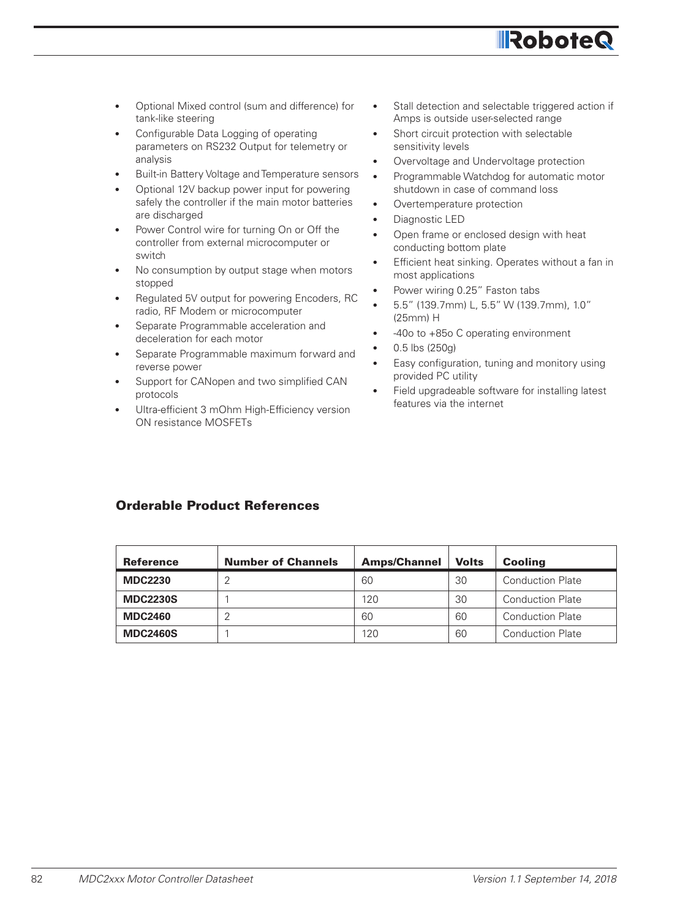- Optional Mixed control (sum and difference) for tank-like steering
- Configurable Data Logging of operating parameters on RS232 Output for telemetry or analysis
- Built-in Battery Voltage and Temperature sensors
- Optional 12V backup power input for powering safely the controller if the main motor batteries are discharged
- Power Control wire for turning On or Off the controller from external microcomputer or switch
- No consumption by output stage when motors stopped
- Regulated 5V output for powering Encoders, RC radio, RF Modem or microcomputer
- Separate Programmable acceleration and deceleration for each motor
- Separate Programmable maximum forward and reverse power
- Support for CANopen and two simplified CAN protocols
- Ultra-efficient 3 mOhm High-Efficiency version ON resistance MOSFETs
- Stall detection and selectable triggered action if Amps is outside user-selected range
- Short circuit protection with selectable sensitivity levels
- Overvoltage and Undervoltage protection
- Programmable Watchdog for automatic motor shutdown in case of command loss
- Overtemperature protection
- Diagnostic LED
- Open frame or enclosed design with heat conducting bottom plate
- Efficient heat sinking. Operates without a fan in most applications
- Power wiring 0.25" Faston tabs
- 5.5" (139.7mm) L, 5.5" W (139.7mm), 1.0" (25mm) H
- -40o to +85o C operating environment
- 0.5 lbs (250g)
- Easy configuration, tuning and monitory using provided PC utility
- Field upgradeable software for installing latest features via the internet

## Orderable Product References

| Reference | Number of Channels | Amps/Channel | Volts | Cooling |
|---|---|---|---|---|
| **MDC2230** | 2 | 60 | 30 | Conduction Plate |
| **MDC2230S** | 1 | 120 | 30 | Conduction Plate |
| **MDC2460** | 2 | 60 | 60 | Conduction Plate |
| **MDC2460S** | 1 | 120 | 60 | Conduction Plate |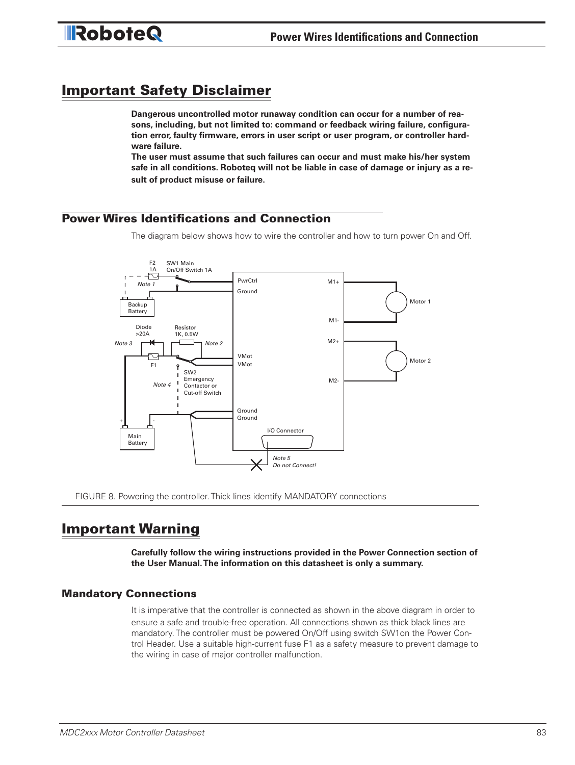## Important Safety Disclaimer

**Dangerous uncontrolled motor runaway condition can occur for a number of reasons, including, but not limited to: command or feedback wiring failure, configuration error, faulty firmware, errors in user script or user program, or controller hardware failure.**

**The user must assume that such failures can occur and must make his/her system safe in all conditions. Roboteq will not be liable in case of damage or injury as a result of product misuse or failure.**

### Power Wires Identifications and Connection

The diagram below shows how to wire the controller and how to turn power On and Off.

FIGURE 8. Powering the controller. Thick lines identify MANDATORY connections

## Important Warning

**Carefully follow the wiring instructions provided in the Power Connection section of the User Manual. The information on this datasheet is only a summary.**

### Mandatory Connections

It is imperative that the controller is connected as shown in the above diagram in order to ensure a safe and trouble-free operation. All connections shown as thick black lines are mandatory. The controller must be powered On/Off using switch SW1on the Power Control Header. Use a suitable high-current fuse F1 as a safety measure to prevent damage to the wiring in case of major controller malfunction.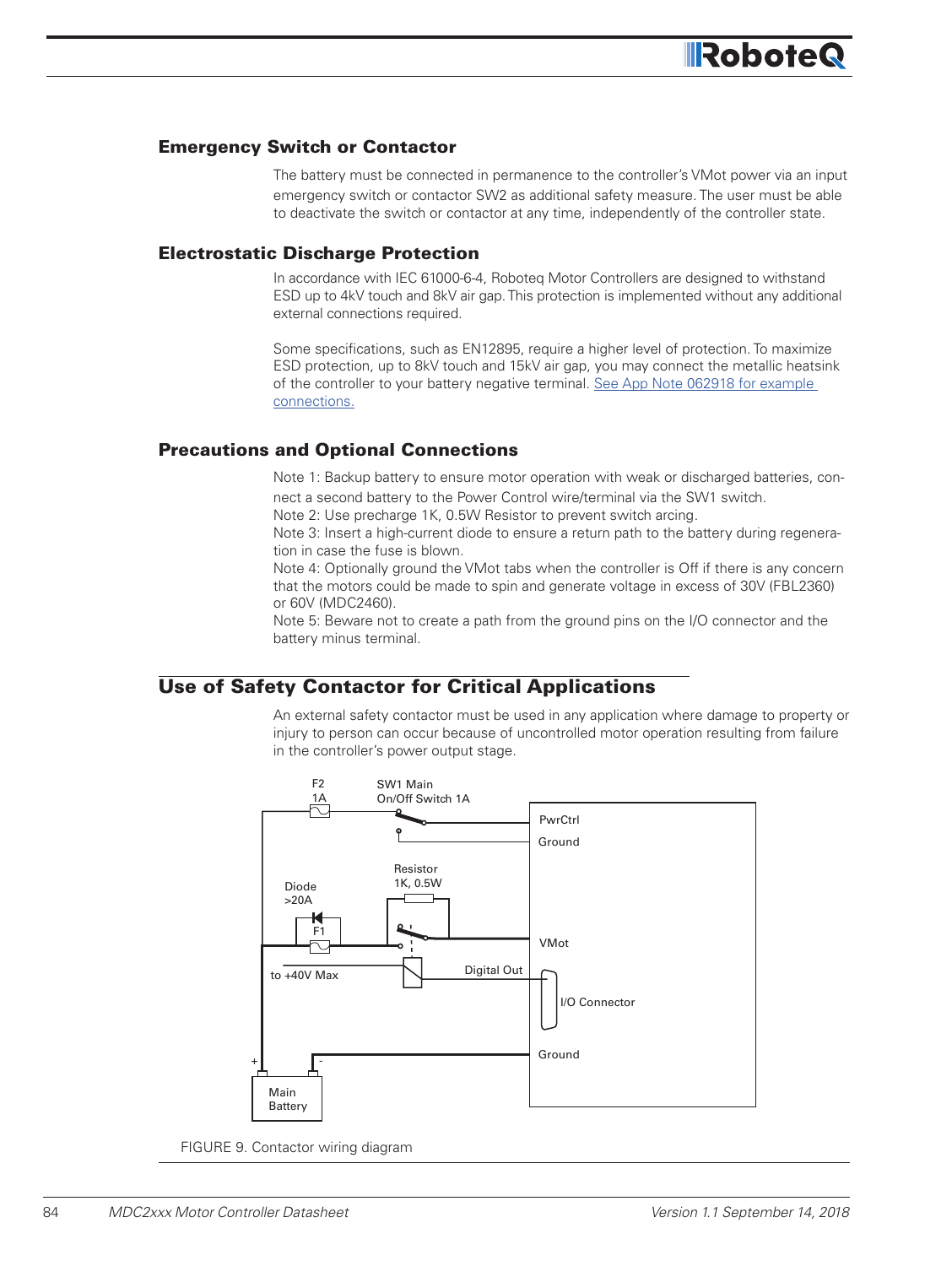## Emergency Switch or Contactor

The battery must be connected in permanence to the controller's VMot power via an input emergency switch or contactor SW2 as additional safety measure. The user must be able to deactivate the switch or contactor at any time, independently of the controller state.

## Electrostatic Discharge Protection

In accordance with IEC 61000-6-4, Roboteq Motor Controllers are designed to withstand ESD up to 4kV touch and 8kV air gap. This protection is implemented without any additional external connections required.

Some specifications, such as EN12895, require a higher level of protection. To maximize ESD protection, up to 8kV touch and 15kV air gap, you may connect the metallic heatsink of the controller to your battery negative terminal. See App Note 062918 for example connections.

## Precautions and Optional Connections

Note 1: Backup battery to ensure motor operation with weak or discharged batteries, connect a second battery to the Power Control wire/terminal via the SW1 switch.
Note 2: Use precharge 1K, 0.5W Resistor to prevent switch arcing.
Note 3: Insert a high-current diode to ensure a return path to the battery during regeneration in case the fuse is blown.
Note 4: Optionally ground the VMot tabs when the controller is Off if there is any concern that the motors could be made to spin and generate voltage in excess of 30V (FBL2360) or 60V (MDC2460).
Note 5: Beware not to create a path from the ground pins on the I/O connector and the battery minus terminal.

# Use of Safety Contactor for Critical Applications

An external safety contactor must be used in any application where damage to property or injury to person can occur because of uncontrolled motor operation resulting from failure in the controller's power output stage.

FIGURE 9. Contactor wiring diagram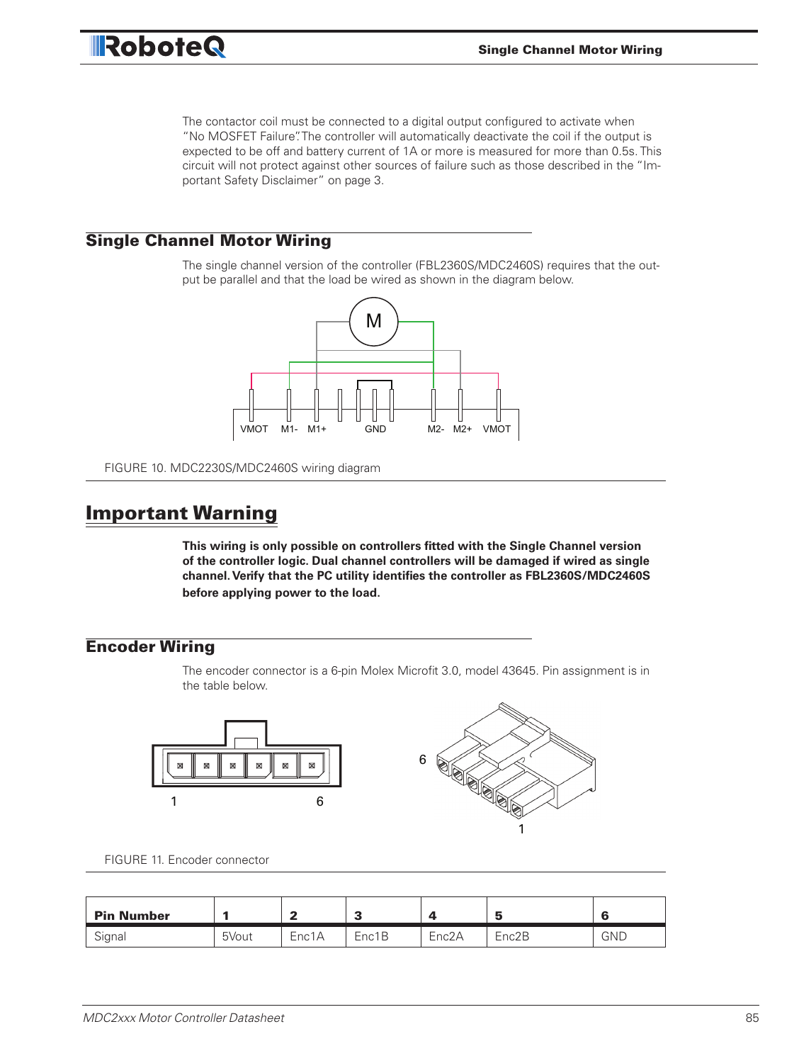The contactor coil must be connected to a digital output configured to activate when "No MOSFET Failure". The controller will automatically deactivate the coil if the output is expected to be off and battery current of 1A or more is measured for more than 0.5s. This circuit will not protect against other sources of failure such as those described in the "Important Safety Disclaimer" on page 3.

## Single Channel Motor Wiring

The single channel version of the controller (FBL2360S/MDC2460S) requires that the output be parallel and that the load be wired as shown in the diagram below.

FIGURE 10. MDC2230S/MDC2460S wiring diagram

# Important Warning

**This wiring is only possible on controllers fitted with the Single Channel version of the controller logic. Dual channel controllers will be damaged if wired as single channel. Verify that the PC utility identifies the controller as FBL2360S/MDC2460S before applying power to the load.**

## Encoder Wiring

The encoder connector is a 6-pin Molex Microfit 3.0, model 43645. Pin assignment is in the table below.

FIGURE 11. Encoder connector

| Pin Number | 1 | 2 | 3 | 4 | 5 | 6 |
|---|---|---|---|---|---|---|
| Signal | 5Vout | Enc1A | Enc1B | Enc2A | Enc2B | GND |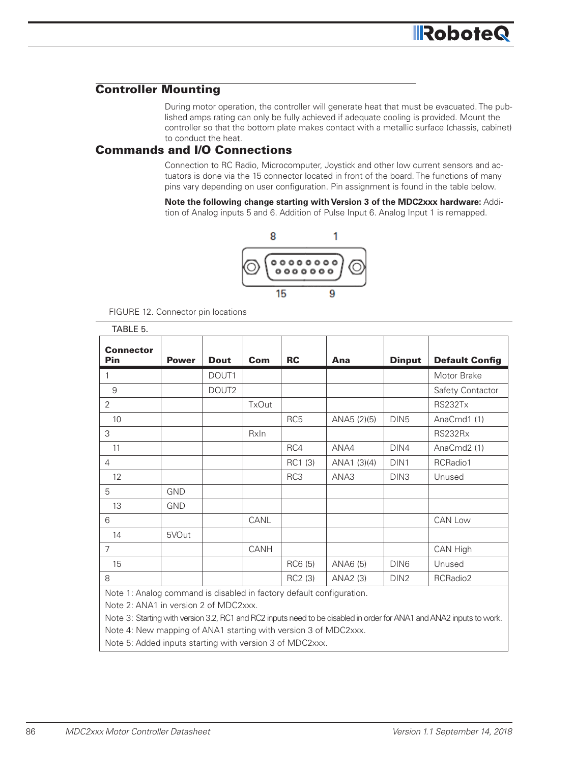## Controller Mounting

During motor operation, the controller will generate heat that must be evacuated. The published amps rating can only be fully achieved if adequate cooling is provided. Mount the controller so that the bottom plate makes contact with a metallic surface (chassis, cabinet) to conduct the heat.

## Commands and I/O Connections

Connection to RC Radio, Microcomputer, Joystick and other low current sensors and actuators is done via the 15 connector located in front of the board. The functions of many pins vary depending on user configuration. Pin assignment is found in the table below.

**Note the following change starting with Version 3 of the MDC2xxx hardware:** Addition of Analog inputs 5 and 6. Addition of Pulse Input 6. Analog Input 1 is remapped.

FIGURE 12. Connector pin locations

TABLE 5.

| Connector Pin | Power | Dout | Com | RC | Ana | Dinput | Default Config |
|---|---|---|---|---|---|---|---|
| 1 | | DOUT1 | | | | | Motor Brake |
| 9 | | DOUT2 | | | | | Safety Contactor |
| 2 | | | TxOut | | | | RS232Tx |
| 10 | | | | RC5 | ANA5 (2)(5) | DIN5 | AnaCmd1 (1) |
| 3 | | | RxIn | | | | RS232Rx |
| 11 | | | | RC4 | ANA4 | DIN4 | AnaCmd2 (1) |
| 4 | | | | RC1 (3) | ANA1 (3)(4) | DIN1 | RCRadio1 |
| 12 | | | | RC3 | ANA3 | DIN3 | Unused |
| 5 | GND | | | | | | |
| 13 | GND | | | | | | |
| 6 | | | CANL | | | | CAN Low |
| 14 | 5VOut | | | | | | |
| 7 | | | CANH | | | | CAN High |
| 15 | | | | RC6 (5) | ANA6 (5) | DIN6 | Unused |
| 8 | | | | RC2 (3) | ANA2 (3) | DIN2 | RCRadio2 |

Note 1: Analog command is disabled in factory default configuration.
Note 2: ANA1 in version 2 of MDC2xxx.
Note 3: Starting with version 3.2, RC1 and RC2 inputs need to be disabled in order for ANA1 and ANA2 inputs to work.
Note 4: New mapping of ANA1 starting with version 3 of MDC2xxx.
Note 5: Added inputs starting with version 3 of MDC2xxx.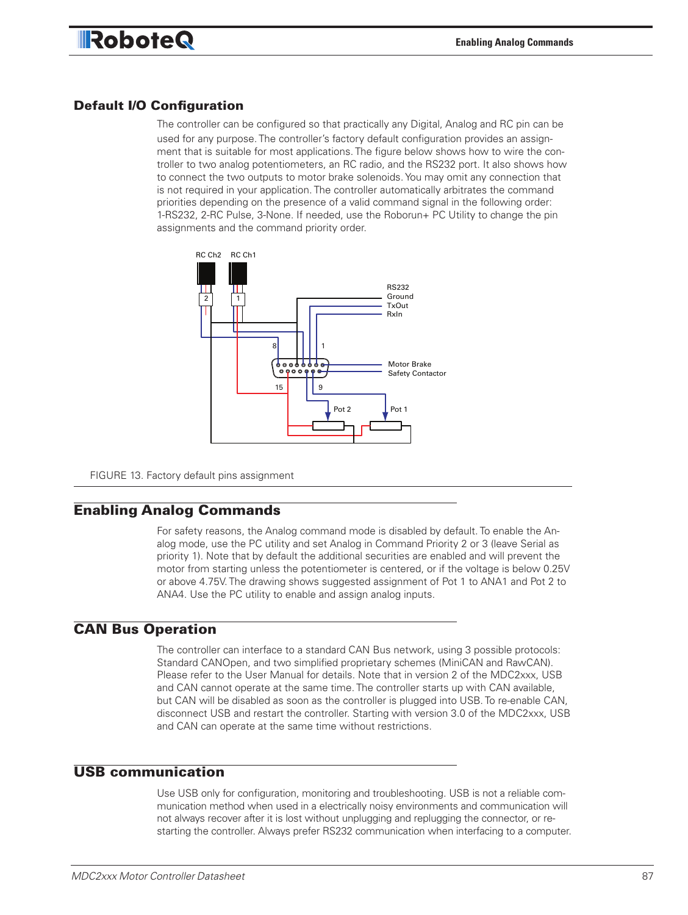## Default I/O Configuration

The controller can be configured so that practically any Digital, Analog and RC pin can be used for any purpose. The controller's factory default configuration provides an assignment that is suitable for most applications. The figure below shows how to wire the controller to two analog potentiometers, an RC radio, and the RS232 port. It also shows how to connect the two outputs to motor brake solenoids. You may omit any connection that is not required in your application. The controller automatically arbitrates the command priorities depending on the presence of a valid command signal in the following order: 1-RS232, 2-RC Pulse, 3-None. If needed, use the Roborun+ PC Utility to change the pin assignments and the command priority order.

FIGURE 13. Factory default pins assignment

## Enabling Analog Commands

For safety reasons, the Analog command mode is disabled by default. To enable the Analog mode, use the PC utility and set Analog in Command Priority 2 or 3 (leave Serial as priority 1). Note that by default the additional securities are enabled and will prevent the motor from starting unless the potentiometer is centered, or if the voltage is below 0.25V or above 4.75V. The drawing shows suggested assignment of Pot 1 to ANA1 and Pot 2 to ANA4. Use the PC utility to enable and assign analog inputs.

## CAN Bus Operation

The controller can interface to a standard CAN Bus network, using 3 possible protocols: Standard CANOpen, and two simplified proprietary schemes (MiniCAN and RawCAN). Please refer to the User Manual for details. Note that in version 2 of the MDC2xxx, USB and CAN cannot operate at the same time. The controller starts up with CAN available, but CAN will be disabled as soon as the controller is plugged into USB. To re-enable CAN, disconnect USB and restart the controller. Starting with version 3.0 of the MDC2xxx, USB and CAN can operate at the same time without restrictions.

## USB communication

Use USB only for configuration, monitoring and troubleshooting. USB is not a reliable communication method when used in a electrically noisy environments and communication will not always recover after it is lost without unplugging and replugging the connector, or restarting the controller. Always prefer RS232 communication when interfacing to a computer.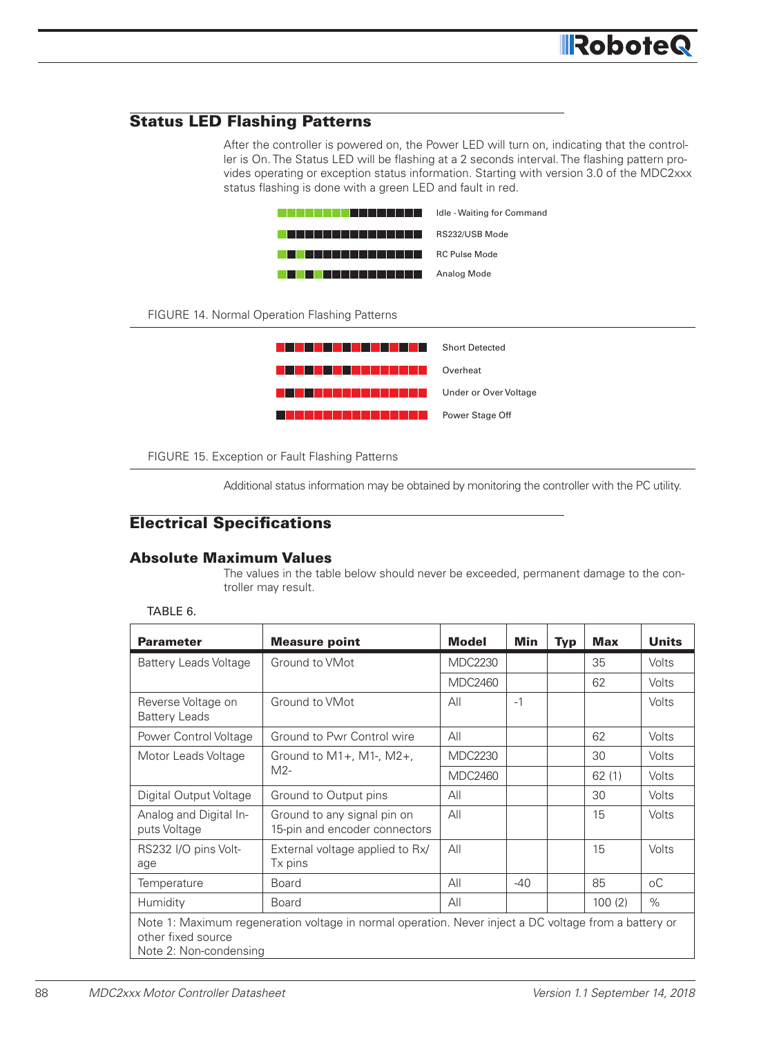## Status LED Flashing Patterns

After the controller is powered on, the Power LED will turn on, indicating that the controller is On. The Status LED will be flashing at a 2 seconds interval. The flashing pattern provides operating or exception status information. Starting with version 3.0 of the MDC2xxx status flashing is done with a green LED and fault in red.

Idle - Waiting for Command

RS232/USB Mode

RC Pulse Mode

Analog Mode

FIGURE 14. Normal Operation Flashing Patterns

Short Detected

Overheat

Under or Over Voltage

Power Stage Off

FIGURE 15. Exception or Fault Flashing Patterns

Additional status information may be obtained by monitoring the controller with the PC utility.

## Electrical Specifications

### Absolute Maximum Values

The values in the table below should never be exceeded, permanent damage to the controller may result.

TABLE 6.

| Parameter | Measure point | Model | Min | Typ | Max | Units |
|---|---|---|---|---|---|---|
| Battery Leads Voltage | Ground to VMot | MDC2230 | | | 35 | Volts |
| | | MDC2460 | | | 62 | Volts |
| Reverse Voltage on Battery Leads | Ground to VMot | All | -1 | | | Volts |
| Power Control Voltage | Ground to Pwr Control wire | All | | | 62 | Volts |
| Motor Leads Voltage | Ground to M1+, M1-, M2+, M2- | MDC2230 | | | 30 | Volts |
| | | MDC2460 | | | 62 (1) | Volts |
| Digital Output Voltage | Ground to Output pins | All | | | 30 | Volts |
| Analog and Digital Inputs Voltage | Ground to any signal pin on 15-pin and encoder connectors | All | | | 15 | Volts |
| RS232 I/O pins Voltage | External voltage applied to Rx/Tx pins | All | | | 15 | Volts |
| Temperature | Board | All | -40 | | 85 | oC |
| Humidity | Board | All | | | 100 (2) | % |

Note 1: Maximum regeneration voltage in normal operation. Never inject a DC voltage from a battery or other fixed source
Note 2: Non-condensing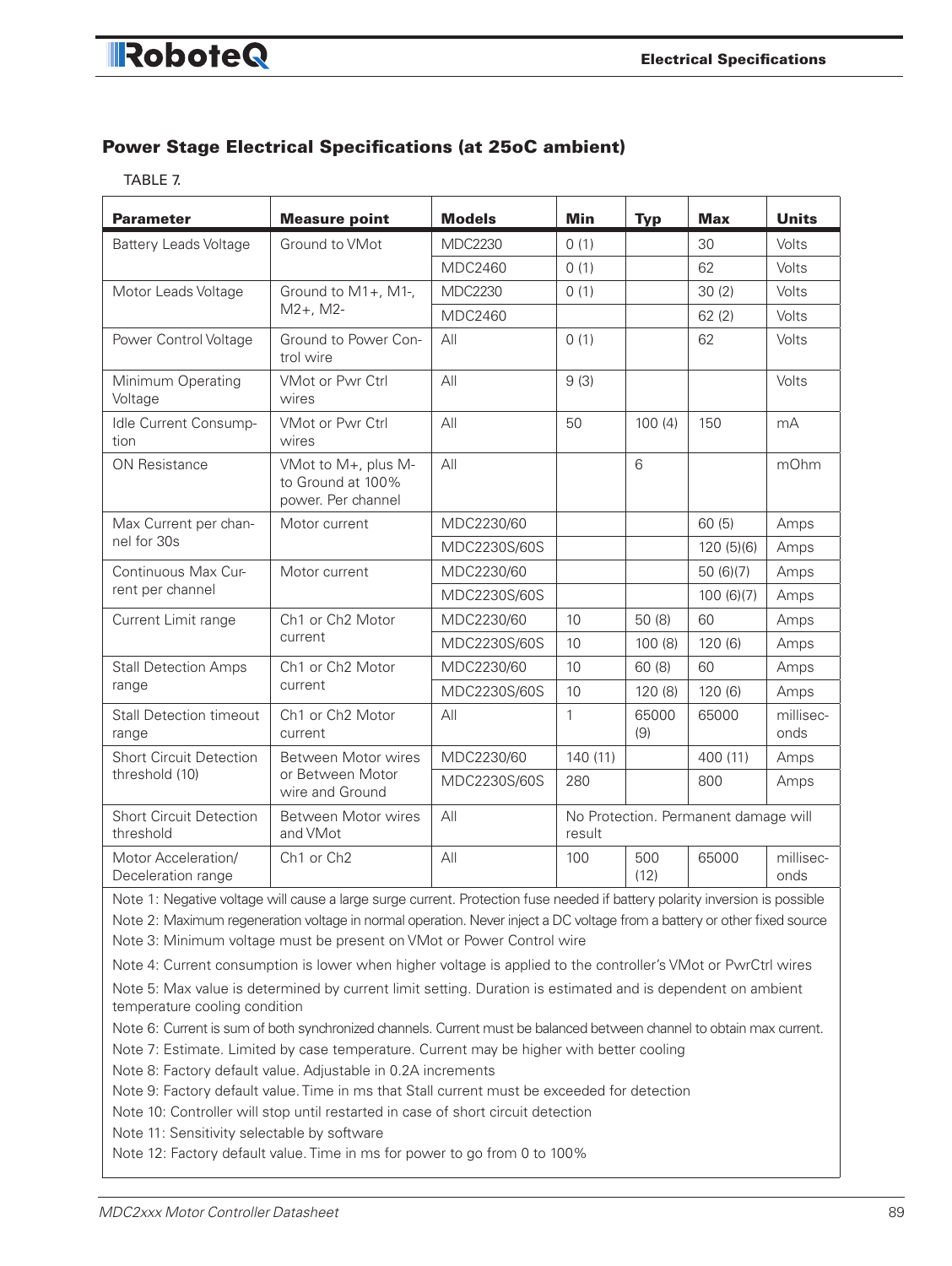## Power Stage Electrical Specifications (at 25oC ambient)

TABLE 7.

| Parameter | Measure point | Models | Min | Typ | Max | Units |
|---|---|---|---|---|---|---|
| Battery Leads Voltage | Ground to VMot | MDC2230 | 0 (1) | | 30 | Volts |
| | | MDC2460 | 0 (1) | | 62 | Volts |
| Motor Leads Voltage | Ground to M1+, M1-, M2+, M2- | MDC2230 | 0 (1) | | 30 (2) | Volts |
| | | MDC2460 | | | 62 (2) | Volts |
| Power Control Voltage | Ground to Power Control wire | All | 0 (1) | | 62 | Volts |
| Minimum Operating Voltage | VMot or Pwr Ctrl wires | All | 9 (3) | | | Volts |
| Idle Current Consumption | VMot or Pwr Ctrl wires | All | 50 | 100 (4) | 150 | mA |
| ON Resistance | VMot to M+, plus M- to Ground at 100% power. Per channel | All | | 6 | | mOhm |
| Max Current per channel for 30s | Motor current | MDC2230/60 | | | 60 (5) | Amps |
| | | MDC2230S/60S | | | 120 (5)(6) | Amps |
| Continuous Max Current per channel | Motor current | MDC2230/60 | | | 50 (6)(7) | Amps |
| | | MDC2230S/60S | | | 100 (6)(7) | Amps |
| Current Limit range | Ch1 or Ch2 Motor current | MDC2230/60 | 10 | 50 (8) | 60 | Amps |
| | | MDC2230S/60S | 10 | 100 (8) | 120 (6) | Amps |
| Stall Detection Amps range | Ch1 or Ch2 Motor current | MDC2230/60 | 10 | 60 (8) | 60 | Amps |
| | | MDC2230S/60S | 10 | 120 (8) | 120 (6) | Amps |
| Stall Detection timeout range | Ch1 or Ch2 Motor current | All | 1 | 65000 (9) | 65000 | milliseconds |
| Short Circuit Detection threshold (10) | Between Motor wires or Between Motor wire and Ground | MDC2230/60 | 140 (11) | | 400 (11) | Amps |
| | | MDC2230S/60S | 280 | | 800 | Amps |
| Short Circuit Detection threshold | Between Motor wires and VMot | All | No Protection. Permanent damage will result | | | |
| Motor Acceleration/ Deceleration range | Ch1 or Ch2 | All | 100 | 500 (12) | 65000 | milliseconds |

Note 1: Negative voltage will cause a large surge current. Protection fuse needed if battery polarity inversion is possible

Note 2: Maximum regeneration voltage in normal operation. Never inject a DC voltage from a battery or other fixed source

Note 3: Minimum voltage must be present on VMot or Power Control wire

Note 4: Current consumption is lower when higher voltage is applied to the controller's VMot or PwrCtrl wires

Note 5: Max value is determined by current limit setting. Duration is estimated and is dependent on ambient temperature cooling condition

Note 6: Current is sum of both synchronized channels. Current must be balanced between channel to obtain max current.

Note 7: Estimate. Limited by case temperature. Current may be higher with better cooling

Note 8: Factory default value. Adjustable in 0.2A increments

Note 9: Factory default value. Time in ms that Stall current must be exceeded for detection

Note 10: Controller will stop until restarted in case of short circuit detection

Note 11: Sensitivity selectable by software

Note 12: Factory default value. Time in ms for power to go from 0 to 100%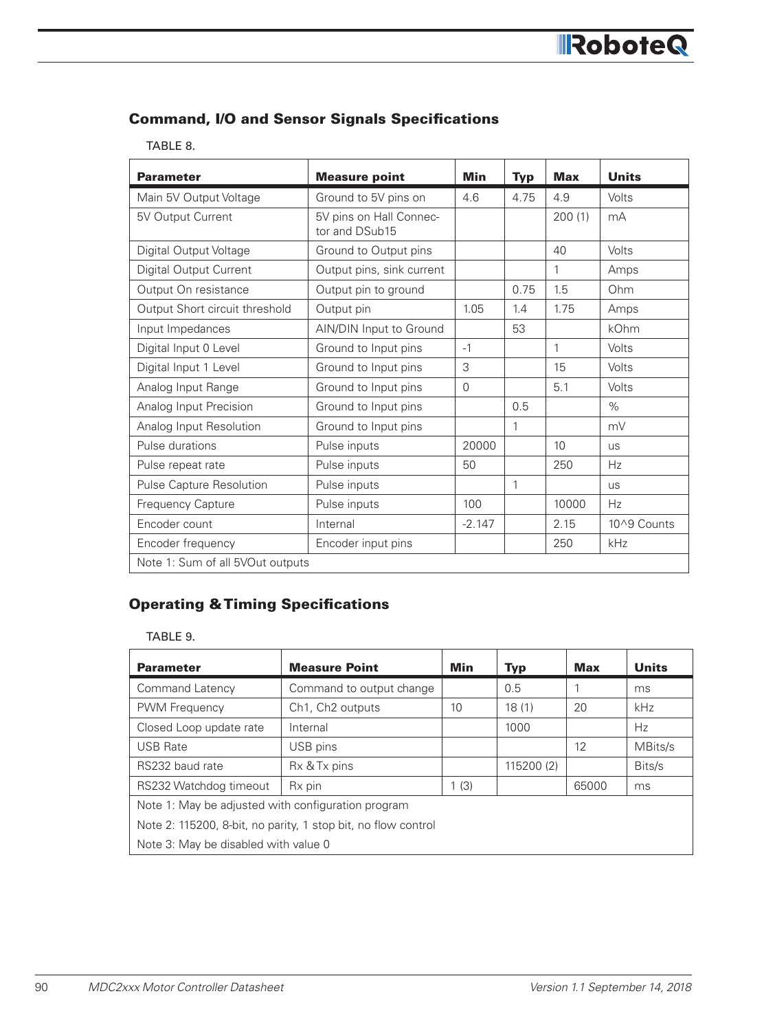## Command, I/O and Sensor Signals Specifications

TABLE 8.

| Parameter | Measure point | Min | Typ | Max | Units |
|---|---|---|---|---|---|
| Main 5V Output Voltage | Ground to 5V pins on | 4.6 | 4.75 | 4.9 | Volts |
| 5V Output Current | 5V pins on Hall Connector and DSub15 | | | 200 (1) | mA |
| Digital Output Voltage | Ground to Output pins | | | 40 | Volts |
| Digital Output Current | Output pins, sink current | | | 1 | Amps |
| Output On resistance | Output pin to ground | | 0.75 | 1.5 | Ohm |
| Output Short circuit threshold | Output pin | 1.05 | 1.4 | 1.75 | Amps |
| Input Impedances | AIN/DIN Input to Ground | | 53 | | kOhm |
| Digital Input 0 Level | Ground to Input pins | -1 | | 1 | Volts |
| Digital Input 1 Level | Ground to Input pins | 3 | | 15 | Volts |
| Analog Input Range | Ground to Input pins | 0 | | 5.1 | Volts |
| Analog Input Precision | Ground to Input pins | | 0.5 | | % |
| Analog Input Resolution | Ground to Input pins | | 1 | | mV |
| Pulse durations | Pulse inputs | 20000 | | 10 | us |
| Pulse repeat rate | Pulse inputs | 50 | | 250 | Hz |
| Pulse Capture Resolution | Pulse inputs | | 1 | | us |
| Frequency Capture | Pulse inputs | 100 | | 10000 | Hz |
| Encoder count | Internal | -2.147 | | 2.15 | 10^9 Counts |
| Encoder frequency | Encoder input pins | | | 250 | kHz |
| Note 1: Sum of all 5VOut outputs | | | | | |

## Operating & Timing Specifications

TABLE 9.

| Parameter | Measure Point | Min | Typ | Max | Units |
|---|---|---|---|---|---|
| Command Latency | Command to output change | | 0.5 | 1 | ms |
| PWM Frequency | Ch1, Ch2 outputs | 10 | 18 (1) | 20 | kHz |
| Closed Loop update rate | Internal | | 1000 | | Hz |
| USB Rate | USB pins | | | 12 | MBits/s |
| RS232 baud rate | Rx & Tx pins | | 115200 (2) | | Bits/s |
| RS232 Watchdog timeout | Rx pin | 1 (3) | | 65000 | ms |
| Note 1: May be adjusted with configuration program | | | | | |
| Note 2: 115200, 8-bit, no parity, 1 stop bit, no flow control | | | | | |
| Note 3: May be disabled with value 0 | | | | | |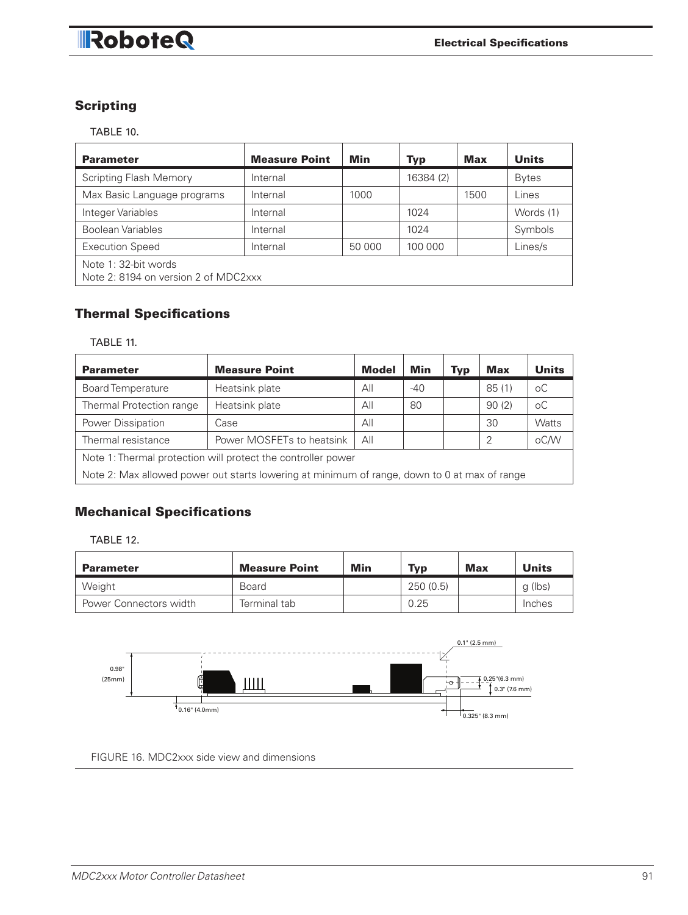## Scripting

TABLE 10.

| Parameter | Measure Point | Min | Typ | Max | Units |
|---|---|---|---|---|---|
| Scripting Flash Memory | Internal | | 16384 (2) | | Bytes |
| Max Basic Language programs | Internal | 1000 | | 1500 | Lines |
| Integer Variables | Internal | | 1024 | | Words (1) |
| Boolean Variables | Internal | | 1024 | | Symbols |
| Execution Speed | Internal | 50 000 | 100 000 | | Lines/s |
| Note 1: 32-bit words<br>Note 2: 8194 on version 2 of MDC2xxx | | | | | |

## Thermal Specifications

TABLE 11.

| Parameter | Measure Point | Model | Min | Typ | Max | Units |
|---|---|---|---|---|---|---|
| Board Temperature | Heatsink plate | All | -40 | | 85 (1) | oC |
| Thermal Protection range | Heatsink plate | All | 80 | | 90 (2) | oC |
| Power Dissipation | Case | All | | | 30 | Watts |
| Thermal resistance | Power MOSFETs to heatsink | All | | | 2 | oC/W |
| Note 1: Thermal protection will protect the controller power | | | | | | |
| Note 2: Max allowed power out starts lowering at minimum of range, down to 0 at max of range | | | | | | |

## Mechanical Specifications

TABLE 12.

| Parameter | Measure Point | Min | Typ | Max | Units |
|---|---|---|---|---|---|
| Weight | Board | | 250 (0.5) | | g (lbs) |
| Power Connectors width | Terminal tab | | 0.25 | | Inches |

0.1" (2.5 mm)
0.98" (25mm)
0.25"(6.3 mm)
0.3" (7.6 mm)
0.16" (4.0mm)
0.325" (8.3 mm)

FIGURE 16. MDC2xxx side view and dimensions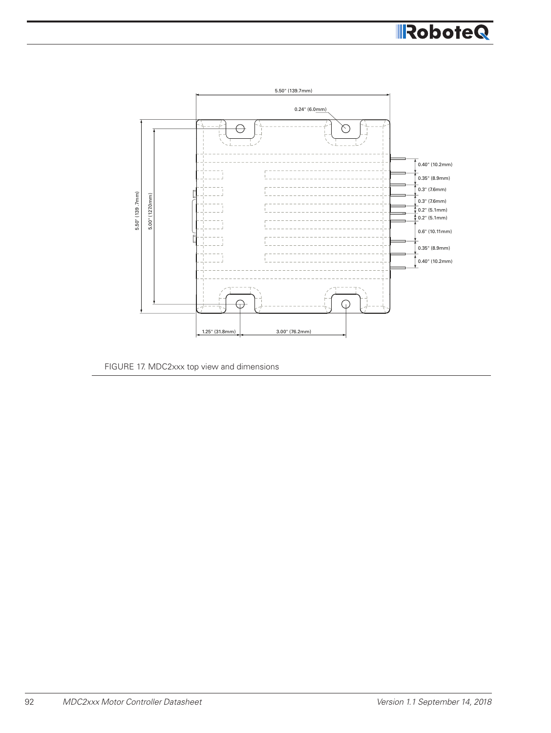5.50" (139.7mm)

0.24" (6.0mm)

5.50" (139.7mm)

5.00" (127.0mm)

0.40" (10.2mm)

0.35" (8.9mm)

0.3" (7.6mm)

0.3" (7.6mm)

0.2" (5.1mm)

0.2" (5.1mm)

0.6" (10.11mm)

0.35" (8.9mm)

0.40" (10.2mm)

1.25" (31.8mm)

3.00" (76.2mm)

FIGURE 17. MDC2xxx top view and dimensions